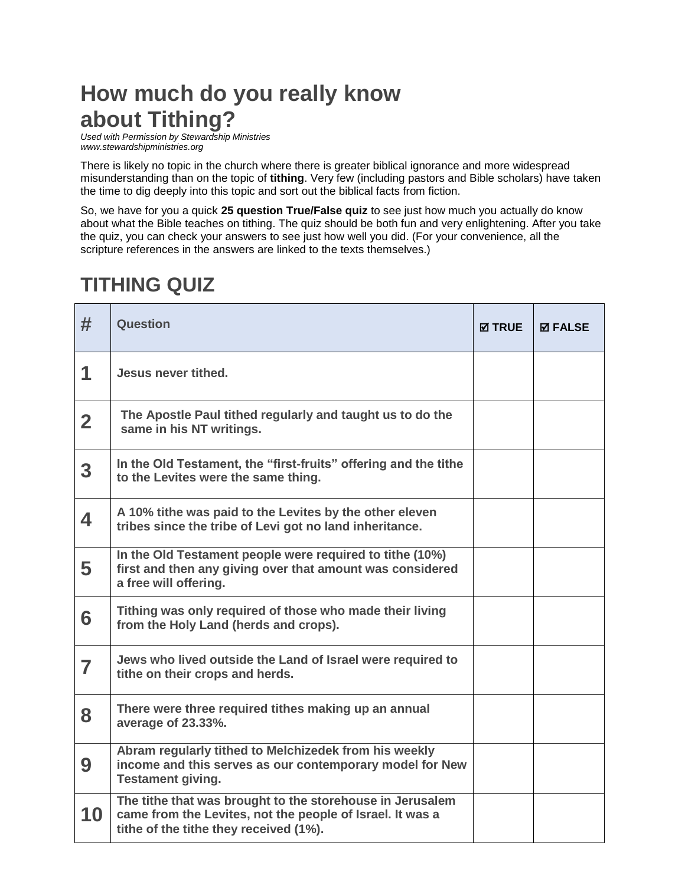# How much do you really know about Tithing?

*Used with Permission by Stewardship Ministries*
*www.stewardshipministries.org*

There is likely no topic in the church where there is greater biblical ignorance and more widespread misunderstanding than on the topic of **tithing**. Very few (including pastors and Bible scholars) have taken the time to dig deeply into this topic and sort out the biblical facts from fiction.

So, we have for you a quick **25 question True/False quiz** to see just how much you actually do know about what the Bible teaches on tithing. The quiz should be both fun and very enlightening. After you take the quiz, you can check your answers to see just how well you did. (For your convenience, all the scripture references in the answers are linked to the texts themselves.)

## TITHING QUIZ

| # | Question | ☑ TRUE | ☑ FALSE |
|---|---|---|---|
| **1** | **Jesus never tithed.** | | |
| **2** | **The Apostle Paul tithed regularly and taught us to do the same in his NT writings.** | | |
| **3** | **In the Old Testament, the "first-fruits" offering and the tithe to the Levites were the same thing.** | | |
| **4** | **A 10% tithe was paid to the Levites by the other eleven tribes since the tribe of Levi got no land inheritance.** | | |
| **5** | **In the Old Testament people were required to tithe (10%) first and then any giving over that amount was considered a free will offering.** | | |
| **6** | **Tithing was only required of those who made their living from the Holy Land (herds and crops).** | | |
| **7** | **Jews who lived outside the Land of Israel were required to tithe on their crops and herds.** | | |
| **8** | **There were three required tithes making up an annual average of 23.33%.** | | |
| **9** | **Abram regularly tithed to Melchizedek from his weekly income and this serves as our contemporary model for New Testament giving.** | | |
| **10** | **The tithe that was brought to the storehouse in Jerusalem came from the Levites, not the people of Israel. It was a tithe of the tithe they received (1%).** | | |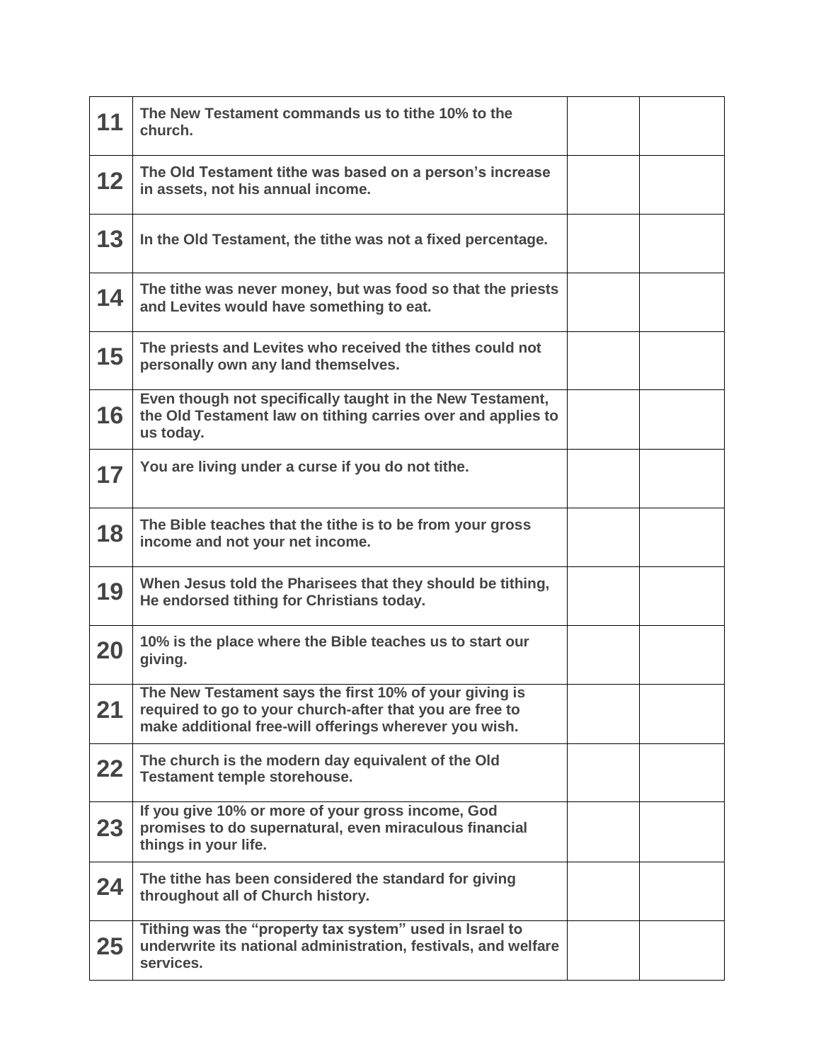| | | | |
|---|---|---|---|
| **11** | **The New Testament commands us to tithe 10% to the church.** | | |
| **12** | **The Old Testament tithe was based on a person's increase in assets, not his annual income.** | | |
| **13** | **In the Old Testament, the tithe was not a fixed percentage.** | | |
| **14** | **The tithe was never money, but was food so that the priests and Levites would have something to eat.** | | |
| **15** | **The priests and Levites who received the tithes could not personally own any land themselves.** | | |
| **16** | **Even though not specifically taught in the New Testament, the Old Testament law on tithing carries over and applies to us today.** | | |
| **17** | **You are living under a curse if you do not tithe.** | | |
| **18** | **The Bible teaches that the tithe is to be from your gross income and not your net income.** | | |
| **19** | **When Jesus told the Pharisees that they should be tithing, He endorsed tithing for Christians today.** | | |
| **20** | **10% is the place where the Bible teaches us to start our giving.** | | |
| **21** | **The New Testament says the first 10% of your giving is required to go to your church-after that you are free to make additional free-will offerings wherever you wish.** | | |
| **22** | **The church is the modern day equivalent of the Old Testament temple storehouse.** | | |
| **23** | **If you give 10% or more of your gross income, God promises to do supernatural, even miraculous financial things in your life.** | | |
| **24** | **The tithe has been considered the standard for giving throughout all of Church history.** | | |
| **25** | **Tithing was the "property tax system" used in Israel to underwrite its national administration, festivals, and welfare services.** | | |